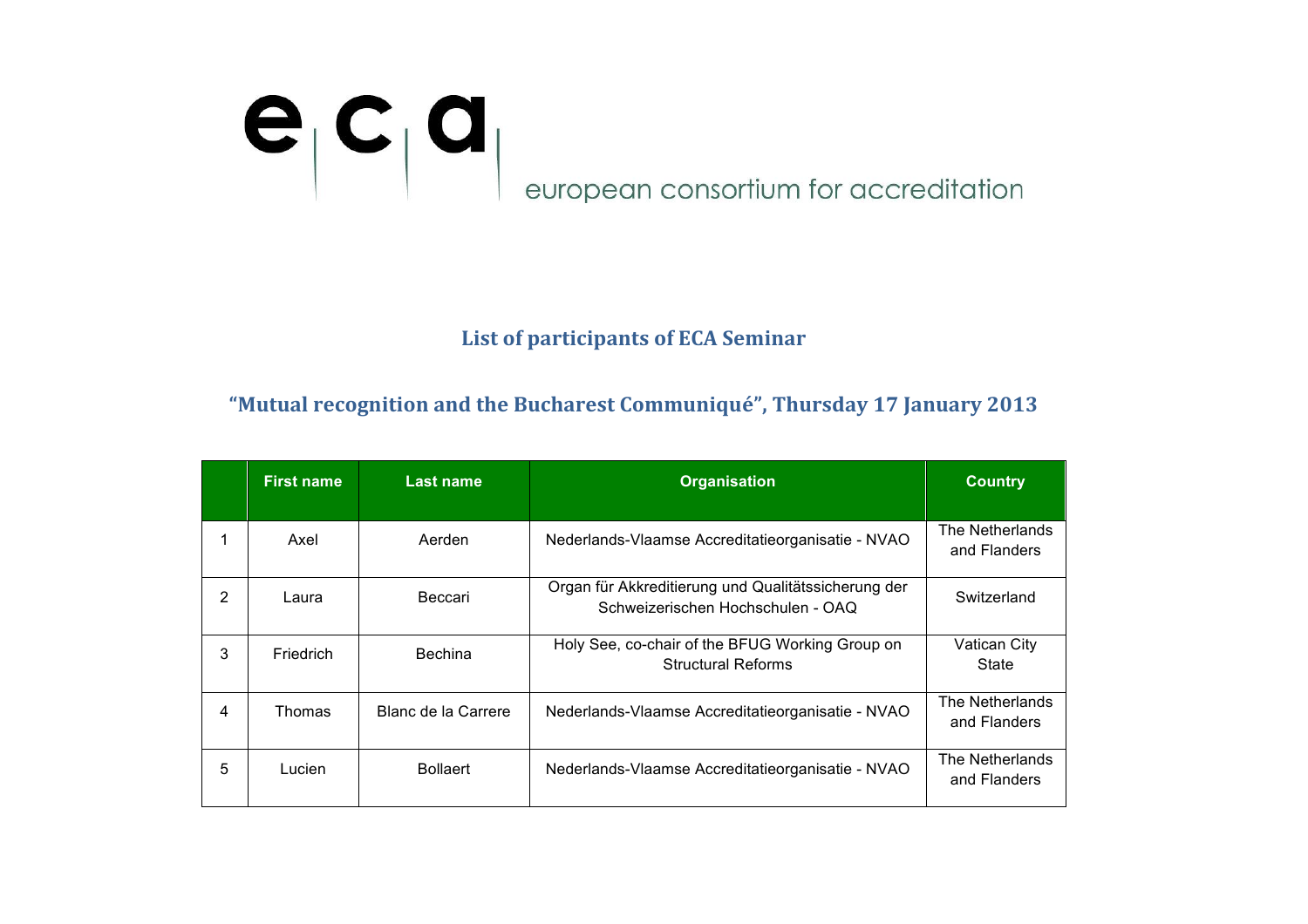eca european consortium for accreditation

## List of participants of ECA Seminar

## "Mutual recognition and the Bucharest Communiqué", Thursday 17 January 2013

| | First name | Last name | Organisation | Country |
|---|---|---|---|---|
| 1 | Axel | Aerden | Nederlands-Vlaamse Accreditatieorganisatie - NVAO | The Netherlands and Flanders |
| 2 | Laura | Beccari | Organ für Akkreditierung und Qualitätssicherung der Schweizerischen Hochschulen - OAQ | Switzerland |
| 3 | Friedrich | Bechina | Holy See, co-chair of the BFUG Working Group on Structural Reforms | Vatican City State |
| 4 | Thomas | Blanc de la Carrere | Nederlands-Vlaamse Accreditatieorganisatie - NVAO | The Netherlands and Flanders |
| 5 | Lucien | Bollaert | Nederlands-Vlaamse Accreditatieorganisatie - NVAO | The Netherlands and Flanders |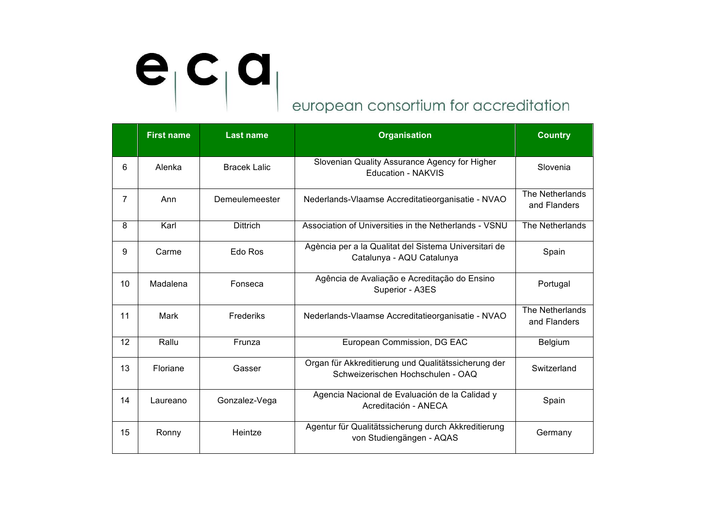| | First name | Last name | Organisation | Country |
|---|---|---|---|---|
| 6 | Alenka | Bracek Lalic | Slovenian Quality Assurance Agency for Higher Education - NAKVIS | Slovenia |
| 7 | Ann | Demeulemeester | Nederlands-Vlaamse Accreditatieorganisatie - NVAO | The Netherlands and Flanders |
| 8 | Karl | Dittrich | Association of Universities in the Netherlands - VSNU | The Netherlands |
| 9 | Carme | Edo Ros | Agència per a la Qualitat del Sistema Universitari de Catalunya - AQU Catalunya | Spain |
| 10 | Madalena | Fonseca | Agência de Avaliação e Acreditação do Ensino Superior - A3ES | Portugal |
| 11 | Mark | Frederiks | Nederlands-Vlaamse Accreditatieorganisatie - NVAO | The Netherlands and Flanders |
| 12 | Rallu | Frunza | European Commission, DG EAC | Belgium |
| 13 | Floriane | Gasser | Organ für Akkreditierung und Qualitätssicherung der Schweizerischen Hochschulen - OAQ | Switzerland |
| 14 | Laureano | Gonzalez-Vega | Agencia Nacional de Evaluación de la Calidad y Acreditación - ANECA | Spain |
| 15 | Ronny | Heintze | Agentur für Qualitätssicherung durch Akkreditierung von Studiengängen - AQAS | Germany |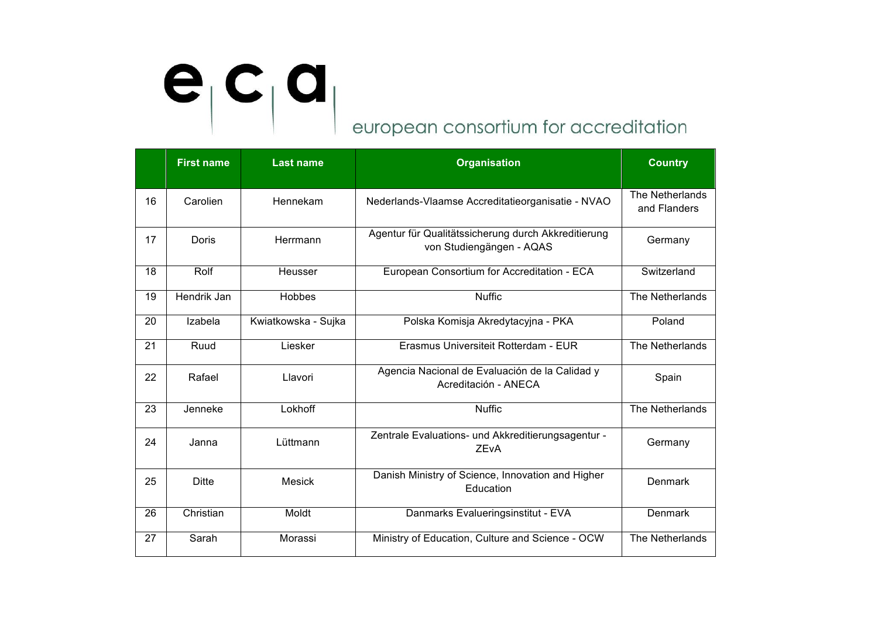| | First name | Last name | Organisation | Country |
|---|---|---|---|---|
| 16 | Carolien | Hennekam | Nederlands-Vlaamse Accreditatieorganisatie - NVAO | The Netherlands and Flanders |
| 17 | Doris | Herrmann | Agentur für Qualitätssicherung durch Akkreditierung von Studiengängen - AQAS | Germany |
| 18 | Rolf | Heusser | European Consortium for Accreditation - ECA | Switzerland |
| 19 | Hendrik Jan | Hobbes | Nuffic | The Netherlands |
| 20 | Izabela | Kwiatkowska - Sujka | Polska Komisja Akredytacyjna - PKA | Poland |
| 21 | Ruud | Liesker | Erasmus Universiteit Rotterdam - EUR | The Netherlands |
| 22 | Rafael | Llavori | Agencia Nacional de Evaluación de la Calidad y Acreditación - ANECA | Spain |
| 23 | Jenneke | Lokhoff | Nuffic | The Netherlands |
| 24 | Janna | Lüttmann | Zentrale Evaluations- und Akkreditierungsagentur - ZEvA | Germany |
| 25 | Ditte | Mesick | Danish Ministry of Science, Innovation and Higher Education | Denmark |
| 26 | Christian | Moldt | Danmarks Evalueringsinstitut - EVA | Denmark |
| 27 | Sarah | Morassi | Ministry of Education, Culture and Science - OCW | The Netherlands |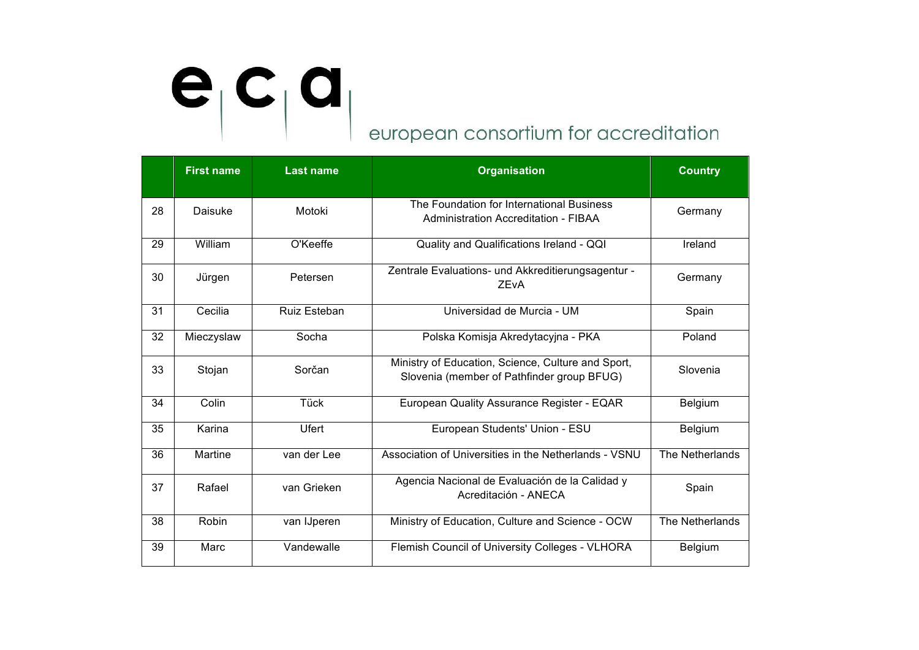european consortium for accreditation

| | First name | Last name | Organisation | Country |
|---|---|---|---|---|
| 28 | Daisuke | Motoki | The Foundation for International Business Administration Accreditation - FIBAA | Germany |
| 29 | William | O'Keeffe | Quality and Qualifications Ireland - QQI | Ireland |
| 30 | Jürgen | Petersen | Zentrale Evaluations- und Akkreditierungsagentur - ZEvA | Germany |
| 31 | Cecilia | Ruiz Esteban | Universidad de Murcia - UM | Spain |
| 32 | Mieczyslaw | Socha | Polska Komisja Akredytacyjna - PKA | Poland |
| 33 | Stojan | Sorčan | Ministry of Education, Science, Culture and Sport, Slovenia (member of Pathfinder group BFUG) | Slovenia |
| 34 | Colin | Tück | European Quality Assurance Register - EQAR | Belgium |
| 35 | Karina | Ufert | European Students' Union - ESU | Belgium |
| 36 | Martine | van der Lee | Association of Universities in the Netherlands - VSNU | The Netherlands |
| 37 | Rafael | van Grieken | Agencia Nacional de Evaluación de la Calidad y Acreditación - ANECA | Spain |
| 38 | Robin | van IJperen | Ministry of Education, Culture and Science - OCW | The Netherlands |
| 39 | Marc | Vandewalle | Flemish Council of University Colleges - VLHORA | Belgium |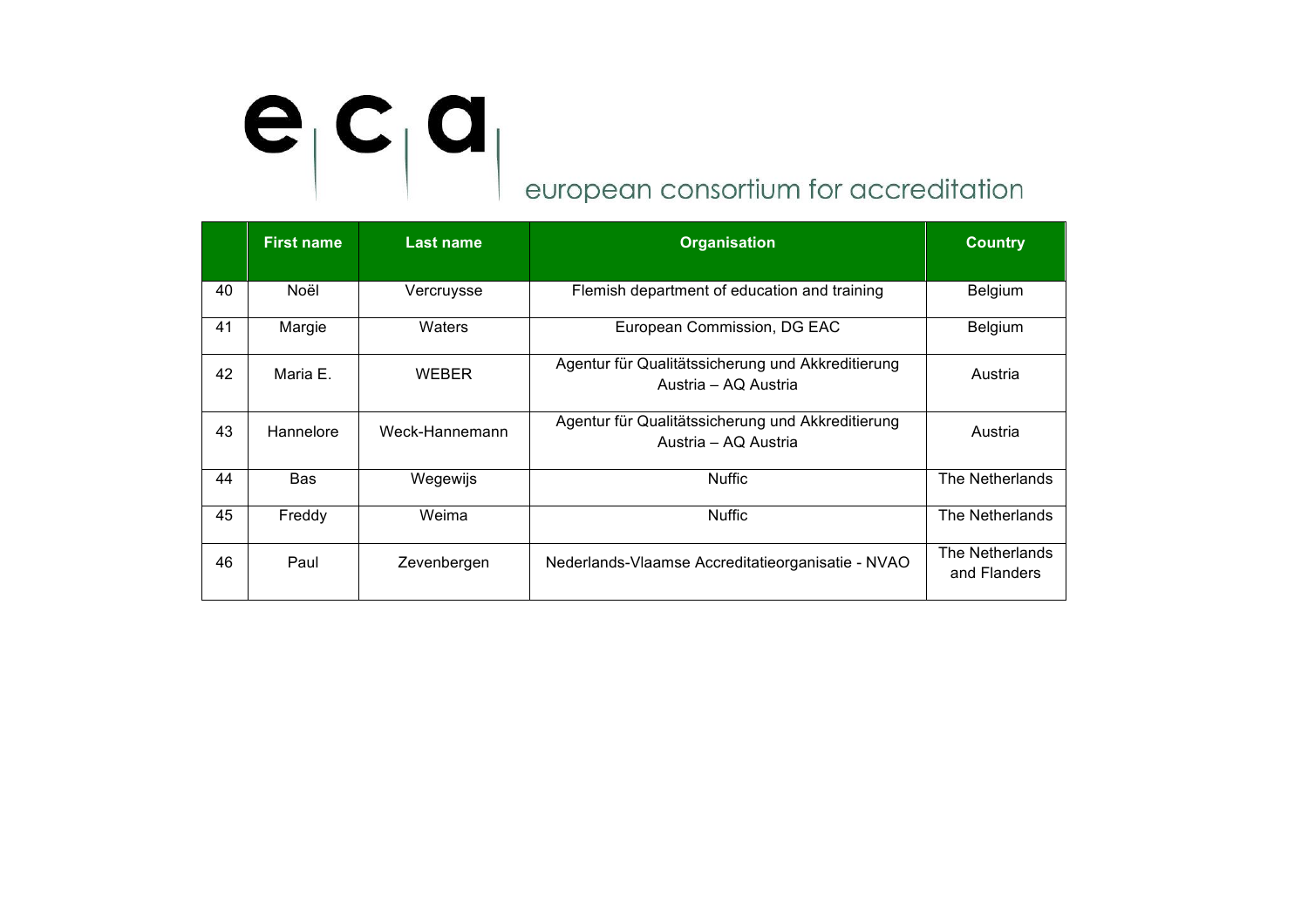| | First name | Last name | Organisation | Country |
|---|---|---|---|---|
| 40 | Noël | Vercruysse | Flemish department of education and training | Belgium |
| 41 | Margie | Waters | European Commission, DG EAC | Belgium |
| 42 | Maria E. | WEBER | Agentur für Qualitätssicherung und Akkreditierung Austria – AQ Austria | Austria |
| 43 | Hannelore | Weck-Hannemann | Agentur für Qualitätssicherung und Akkreditierung Austria – AQ Austria | Austria |
| 44 | Bas | Wegewijs | Nuffic | The Netherlands |
| 45 | Freddy | Weima | Nuffic | The Netherlands |
| 46 | Paul | Zevenbergen | Nederlands-Vlaamse Accreditatieorganisatie - NVAO | The Netherlands and Flanders |